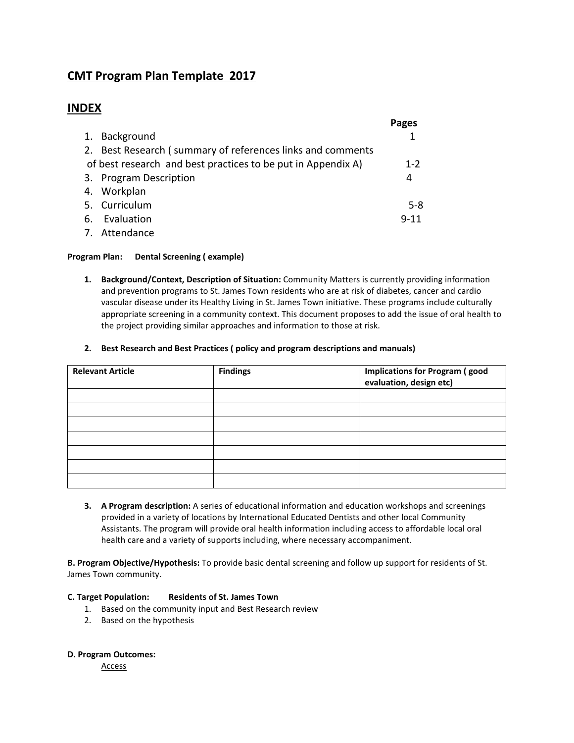# CMT Program Plan Template 2017

## INDEX

| | | Pages |
|---|---|---|
| 1. | Background | 1 |
| 2. | Best Research ( summary of references links and comments of best research and best practices to be put in Appendix A) | 1-2 |
| 3. | Program Description | 4 |
| 4. | Workplan | |
| 5. | Curriculum | 5-8 |
| 6. | Evaluation | 9-11 |
| 7. | Attendance | |

**Program Plan: Dental Screening ( example)**

1. **Background/Context, Description of Situation:** Community Matters is currently providing information and prevention programs to St. James Town residents who are at risk of diabetes, cancer and cardio vascular disease under its Healthy Living in St. James Town initiative. These programs include culturally appropriate screening in a community context. This document proposes to add the issue of oral health to the project providing similar approaches and information to those at risk.

2. **Best Research and Best Practices ( policy and program descriptions and manuals)**

| Relevant Article | Findings | Implications for Program ( good evaluation, design etc) |
|---|---|---|
| | | |
| | | |
| | | |
| | | |
| | | |
| | | |
| | | |

3. **A Program description:** A series of educational information and education workshops and screenings provided in a variety of locations by International Educated Dentists and other local Community Assistants. The program will provide oral health information including access to affordable local oral health care and a variety of supports including, where necessary accompaniment.

**B. Program Objective/Hypothesis:** To provide basic dental screening and follow up support for residents of St. James Town community.

**C. Target Population: Residents of St. James Town**

1. Based on the community input and Best Research review
2. Based on the hypothesis

**D. Program Outcomes:**

Access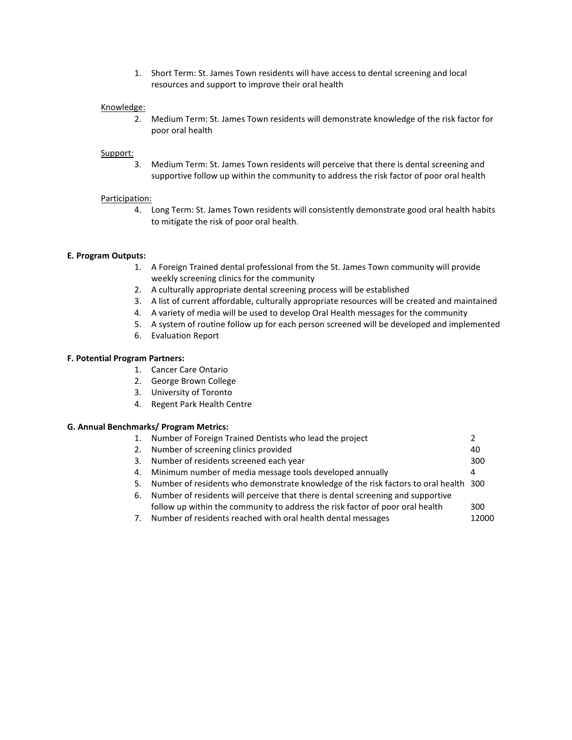1. Short Term: St. James Town residents will have access to dental screening and local resources and support to improve their oral health

<u>Knowledge:</u>

2. Medium Term: St. James Town residents will demonstrate knowledge of the risk factor for poor oral health

<u>Support:</u>

3. Medium Term: St. James Town residents will perceive that there is dental screening and supportive follow up within the community to address the risk factor of poor oral health

<u>Participation:</u>

4. Long Term: St. James Town residents will consistently demonstrate good oral health habits to mitigate the risk of poor oral health.

**E. Program Outputs:**

1. A Foreign Trained dental professional from the St. James Town community will provide weekly screening clinics for the community
2. A culturally appropriate dental screening process will be established
3. A list of current affordable, culturally appropriate resources will be created and maintained
4. A variety of media will be used to develop Oral Health messages for the community
5. A system of routine follow up for each person screened will be developed and implemented
6. Evaluation Report

**F. Potential Program Partners:**

1. Cancer Care Ontario
2. George Brown College
3. University of Toronto
4. Regent Park Health Centre

**G. Annual Benchmarks/ Program Metrics:**

| | | |
|---|---|---|
| 1. | Number of Foreign Trained Dentists who lead the project | 2 |
| 2. | Number of screening clinics provided | 40 |
| 3. | Number of residents screened each year | 300 |
| 4. | Minimum number of media message tools developed annually | 4 |
| 5. | Number of residents who demonstrate knowledge of the risk factors to oral health | 300 |
| 6. | Number of residents will perceive that there is dental screening and supportive follow up within the community to address the risk factor of poor oral health | 300 |
| 7. | Number of residents reached with oral health dental messages | 12000 |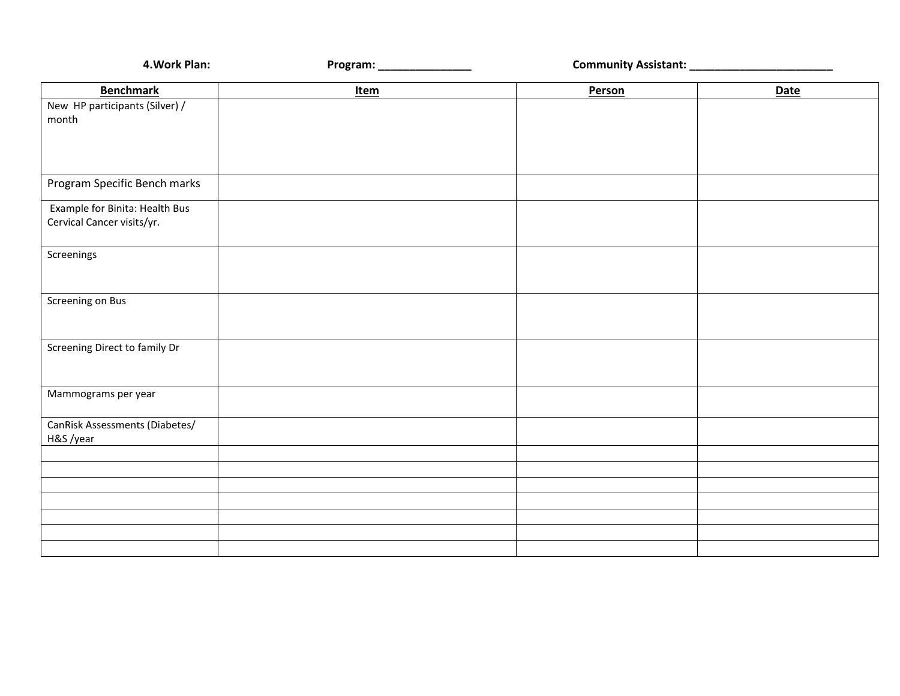**4.Work Plan:** **Program: _______________** **Community Assistant: _______________________**

| Benchmark | Item | Person | Date |
|---|---|---|---|
| New HP participants (Silver) / month | | | |
| Program Specific Bench marks | | | |
| Example for Binita: Health Bus Cervical Cancer visits/yr. | | | |
| Screenings | | | |
| Screening on Bus | | | |
| Screening Direct to family Dr | | | |
| Mammograms per year | | | |
| CanRisk Assessments (Diabetes/ H&S /year | | | |
| | | | |
| | | | |
| | | | |
| | | | |
| | | | |
| | | | |
| | | | |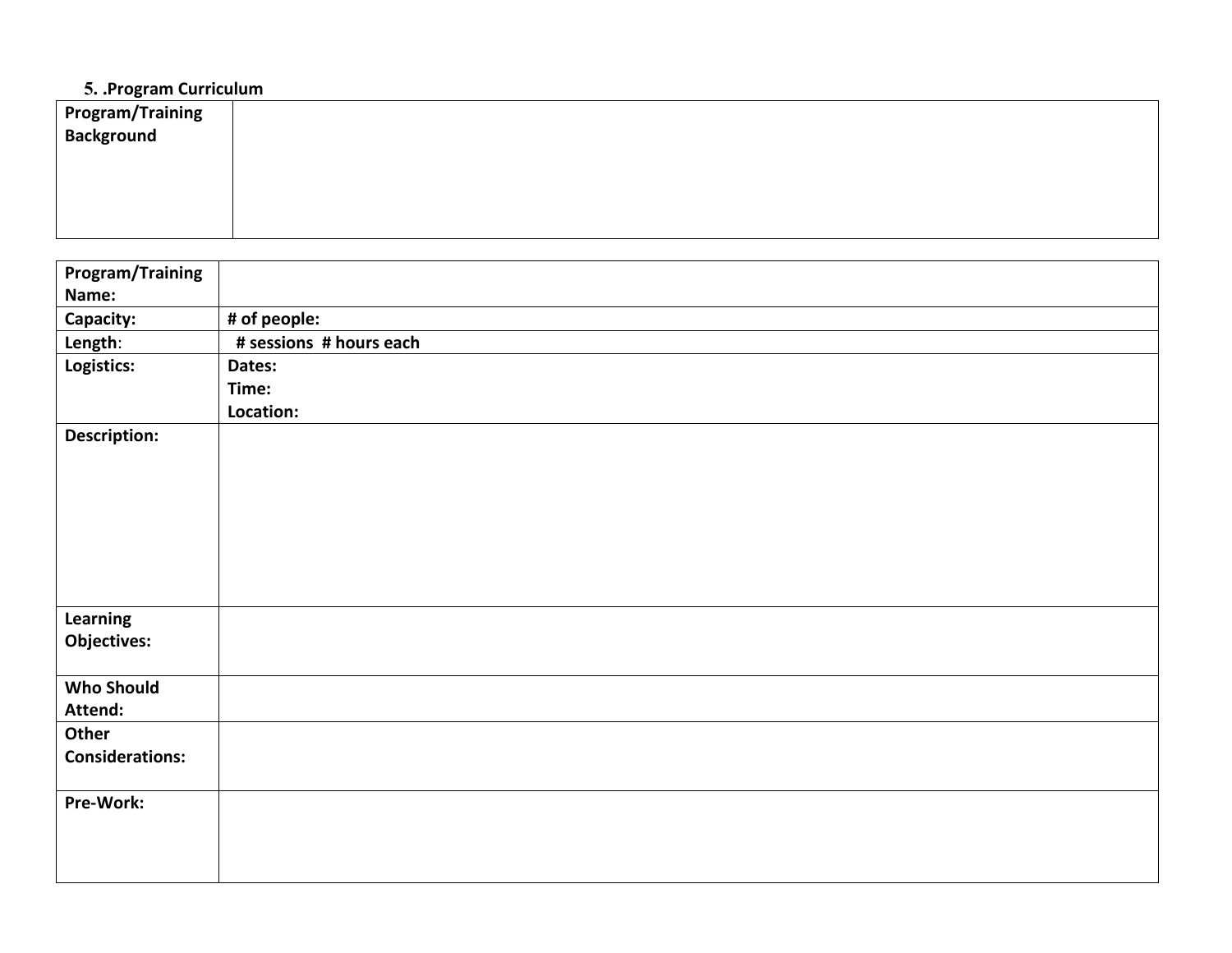### 5. .Program Curriculum

| | |
|---|---|
| **Program/Training Background** | |

| | |
|---|---|
| **Program/Training Name:** | |
| **Capacity:** | **# of people:** |
| **Length**: | **# sessions # hours each** |
| **Logistics:** | **Dates:**<br>**Time:**<br>**Location:** |
| **Description:** | |
| **Learning Objectives:** | |
| **Who Should Attend:** | |
| **Other Considerations:** | |
| **Pre-Work:** | |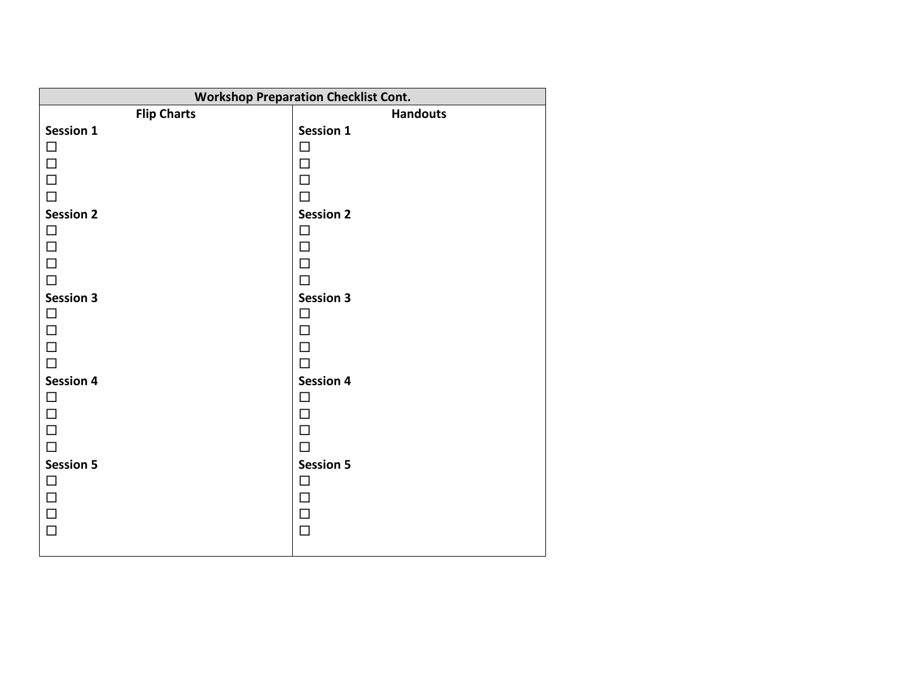| Workshop Preparation Checklist Cont. | |
|---|---|
| **Flip Charts** | **Handouts** |
| **Session 1**<br>☐<br>☐<br>☐<br>☐<br>**Session 2**<br>☐<br>☐<br>☐<br>☐<br>**Session 3**<br>☐<br>☐<br>☐<br>☐<br>**Session 4**<br>☐<br>☐<br>☐<br>☐<br>**Session 5**<br>☐<br>☐<br>☐<br>☐ | **Session 1**<br>☐<br>☐<br>☐<br>☐<br>**Session 2**<br>☐<br>☐<br>☐<br>☐<br>**Session 3**<br>☐<br>☐<br>☐<br>☐<br>**Session 4**<br>☐<br>☐<br>☐<br>☐<br>**Session 5**<br>☐<br>☐<br>☐<br>☐ |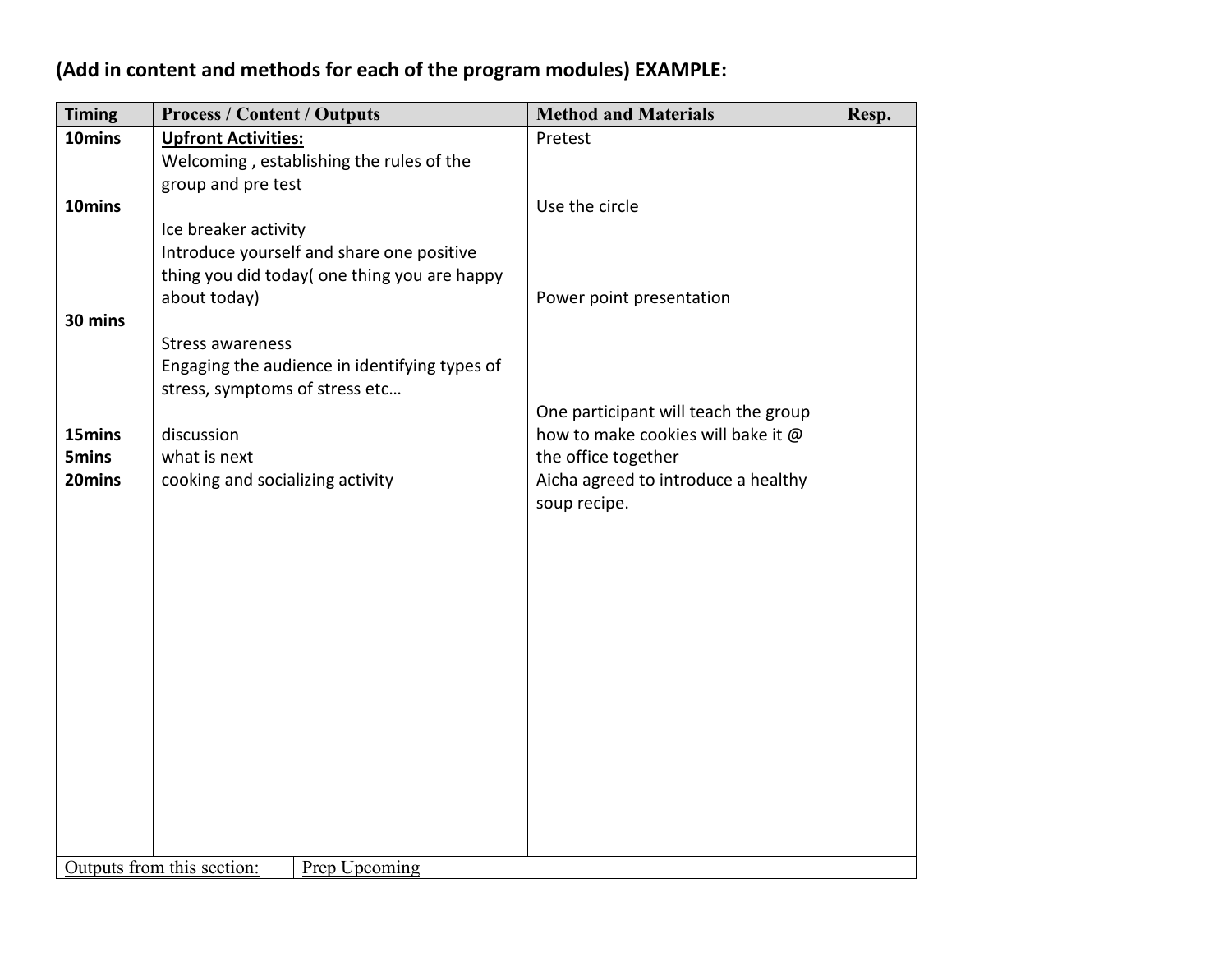**(Add in content and methods for each of the program modules) EXAMPLE:**

| Timing | Process / Content / Outputs | Method and Materials | Resp. |
|---|---|---|---|
| **10mins** | **Upfront Activities:**<br>Welcoming , establishing the rules of the group and pre test | Pretest | |
| **10mins** | Ice breaker activity<br>Introduce yourself and share one positive thing you did today( one thing you are happy about today) | Use the circle | |
| **30 mins** | Stress awareness<br>Engaging the audience in identifying types of stress, symptoms of stress etc… | Power point presentation | |
| **15mins** | discussion | | |
| **5mins** | what is next | | |
| **20mins** | cooking and socializing activity | One participant will teach the group how to make cookies will bake it @ the office together<br>Aicha agreed to introduce a healthy soup recipe. | |
| Outputs from this section: | Prep Upcoming | | |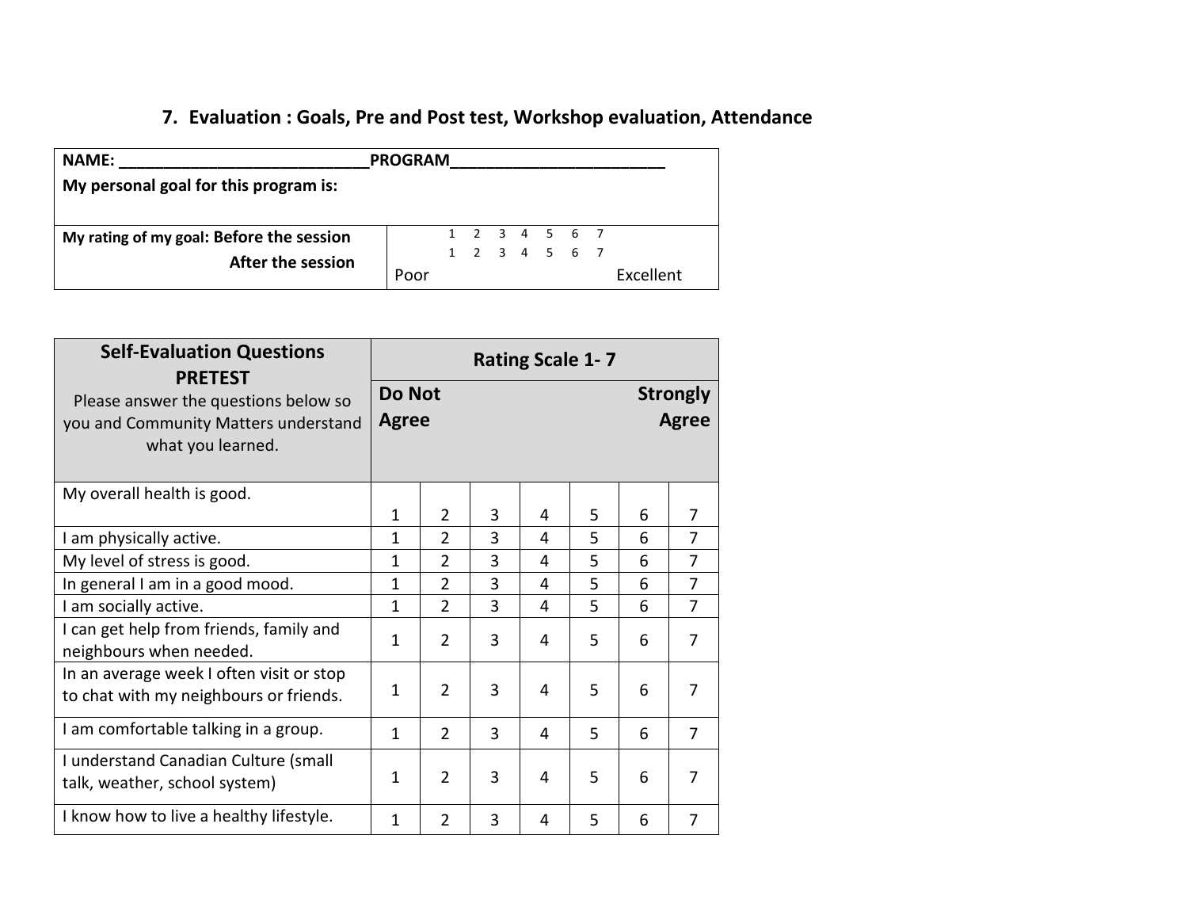## 7. Evaluation : Goals, Pre and Post test, Workshop evaluation, Attendance

| | |
|---|---|
| **NAME: ___________________________PROGRAM________________________** <br> **My personal goal for this program is:** | |
| **My rating of my goal: Before the session** <br> **After the session** | 1 2 3 4 5 6 7 <br> 1 2 3 4 5 6 7 <br> Poor Excellent |

| **Self-Evaluation Questions PRETEST** <br> Please answer the questions below so you and Community Matters understand what you learned. | **Rating Scale 1- 7** <br> **Do Not Agree** | | | | | | **Strongly Agree** |
|---|---|---|---|---|---|---|---|
| My overall health is good. | 1 | 2 | 3 | 4 | 5 | 6 | 7 |
| I am physically active. | 1 | 2 | 3 | 4 | 5 | 6 | 7 |
| My level of stress is good. | 1 | 2 | 3 | 4 | 5 | 6 | 7 |
| In general I am in a good mood. | 1 | 2 | 3 | 4 | 5 | 6 | 7 |
| I am socially active. | 1 | 2 | 3 | 4 | 5 | 6 | 7 |
| I can get help from friends, family and neighbours when needed. | 1 | 2 | 3 | 4 | 5 | 6 | 7 |
| In an average week I often visit or stop to chat with my neighbours or friends. | 1 | 2 | 3 | 4 | 5 | 6 | 7 |
| I am comfortable talking in a group. | 1 | 2 | 3 | 4 | 5 | 6 | 7 |
| I understand Canadian Culture (small talk, weather, school system) | 1 | 2 | 3 | 4 | 5 | 6 | 7 |
| I know how to live a healthy lifestyle. | 1 | 2 | 3 | 4 | 5 | 6 | 7 |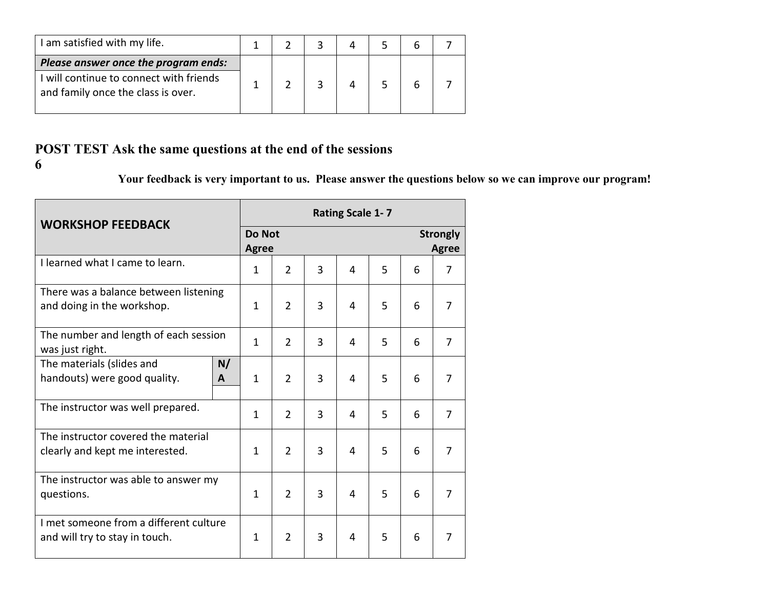| | | | | | | | |
|---|---|---|---|---|---|---|---|
| I am satisfied with my life. | 1 | 2 | 3 | 4 | 5 | 6 | 7 |
| ***Please answer once the program ends:*** I will continue to connect with friends and family once the class is over. | 1 | 2 | 3 | 4 | 5 | 6 | 7 |

**POST TEST Ask the same questions at the end of the sessions**
**6**

**Your feedback is very important to us. Please answer the questions below so we can improve our program!**

| **WORKSHOP FEEDBACK** | | **Rating Scale 1- 7** | | | | | | |
|---|---|---|---|---|---|---|---|---|
| | | **Do Not Agree** | | | | | | **Strongly Agree** |
| I learned what I came to learn. | | 1 | 2 | 3 | 4 | 5 | 6 | 7 |
| There was a balance between listening and doing in the workshop. | | 1 | 2 | 3 | 4 | 5 | 6 | 7 |
| The number and length of each session was just right. | | 1 | 2 | 3 | 4 | 5 | 6 | 7 |
| The materials (slides and handouts) were good quality. | **N/A** | 1 | 2 | 3 | 4 | 5 | 6 | 7 |
| The instructor was well prepared. | | 1 | 2 | 3 | 4 | 5 | 6 | 7 |
| The instructor covered the material clearly and kept me interested. | | 1 | 2 | 3 | 4 | 5 | 6 | 7 |
| The instructor was able to answer my questions. | | 1 | 2 | 3 | 4 | 5 | 6 | 7 |
| I met someone from a different culture and will try to stay in touch. | | 1 | 2 | 3 | 4 | 5 | 6 | 7 |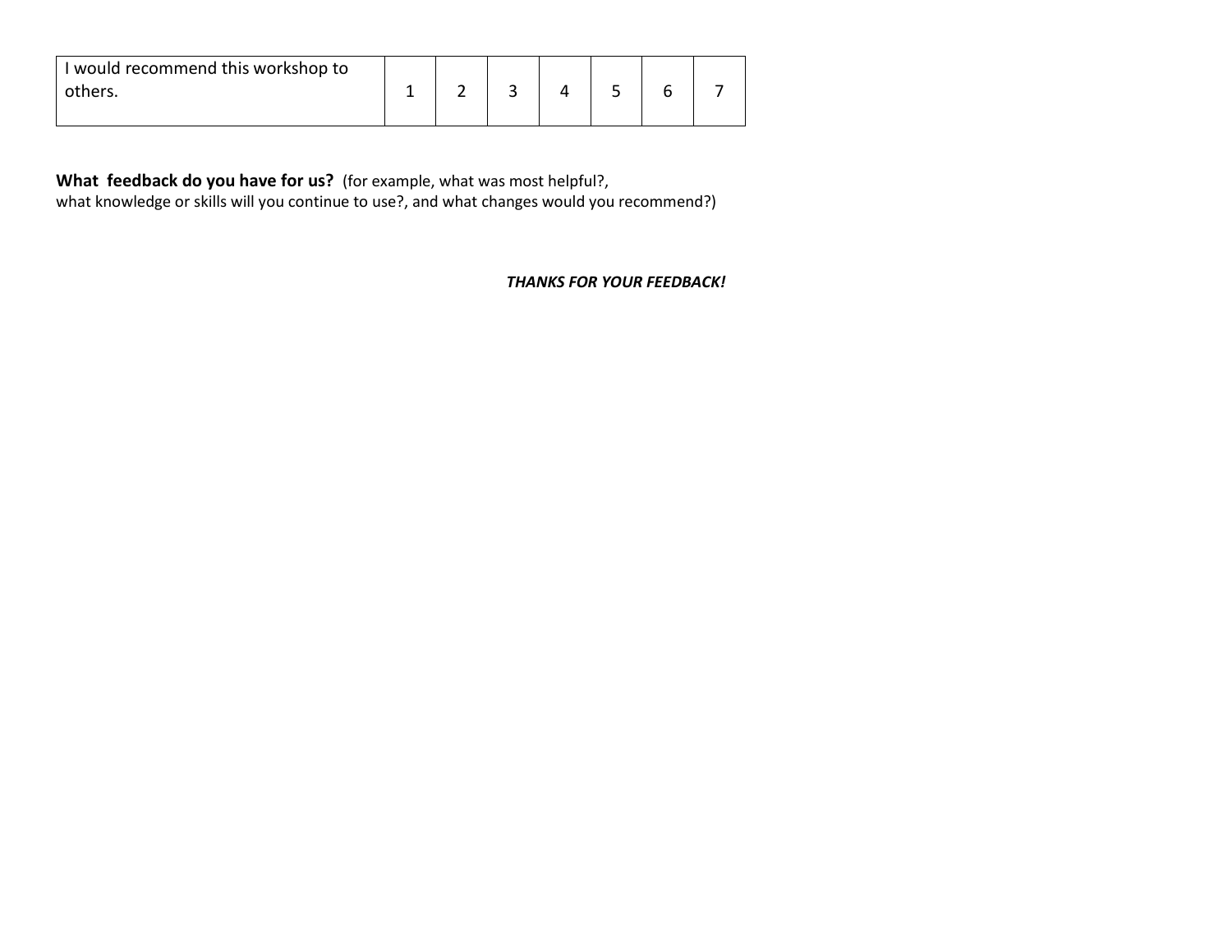| | | | | | | | |
|---|---|---|---|---|---|---|---|
| I would recommend this workshop to others. | 1 | 2 | 3 | 4 | 5 | 6 | 7 |

**What feedback do you have for us?** (for example, what was most helpful?, what knowledge or skills will you continue to use?, and what changes would you recommend?)

***THANKS FOR YOUR FEEDBACK!***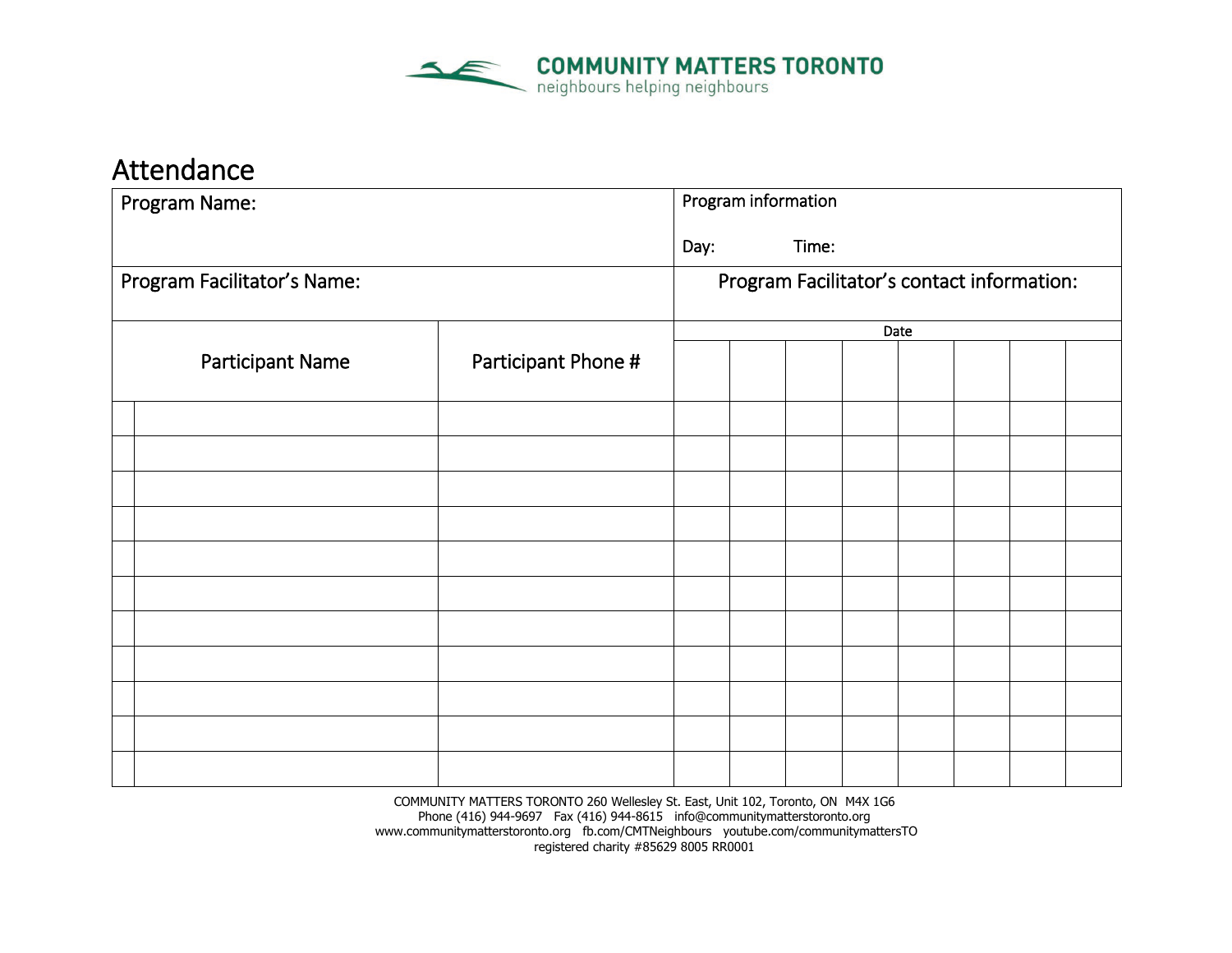COMMUNITY MATTERS TORONTO
neighbours helping neighbours

# Attendance

| Program Name: | | | Program information<br><br>Day: Time: | | | | | | | |
|---|---|---|---|---|---|---|---|---|---|---|
| Program Facilitator's Name: | | | Program Facilitator's contact information: | | | | | | | |
| Participant Name | | Participant Phone # | Date | | | | | | | |
| | | | | | | | | | | |
| | | | | | | | | | | |
| | | | | | | | | | | |
| | | | | | | | | | | |
| | | | | | | | | | | |
| | | | | | | | | | | |
| | | | | | | | | | | |
| | | | | | | | | | | |
| | | | | | | | | | | |
| | | | | | | | | | | |
| | | | | | | | | | | |

COMMUNITY MATTERS TORONTO 260 Wellesley St. East, Unit 102, Toronto, ON M4X 1G6
Phone (416) 944-9697 Fax (416) 944-8615 info@communitymatterstoronto.org
www.communitymatterstoronto.org fb.com/CMTNeighbours youtube.com/communitymattersTO
registered charity #85629 8005 RR0001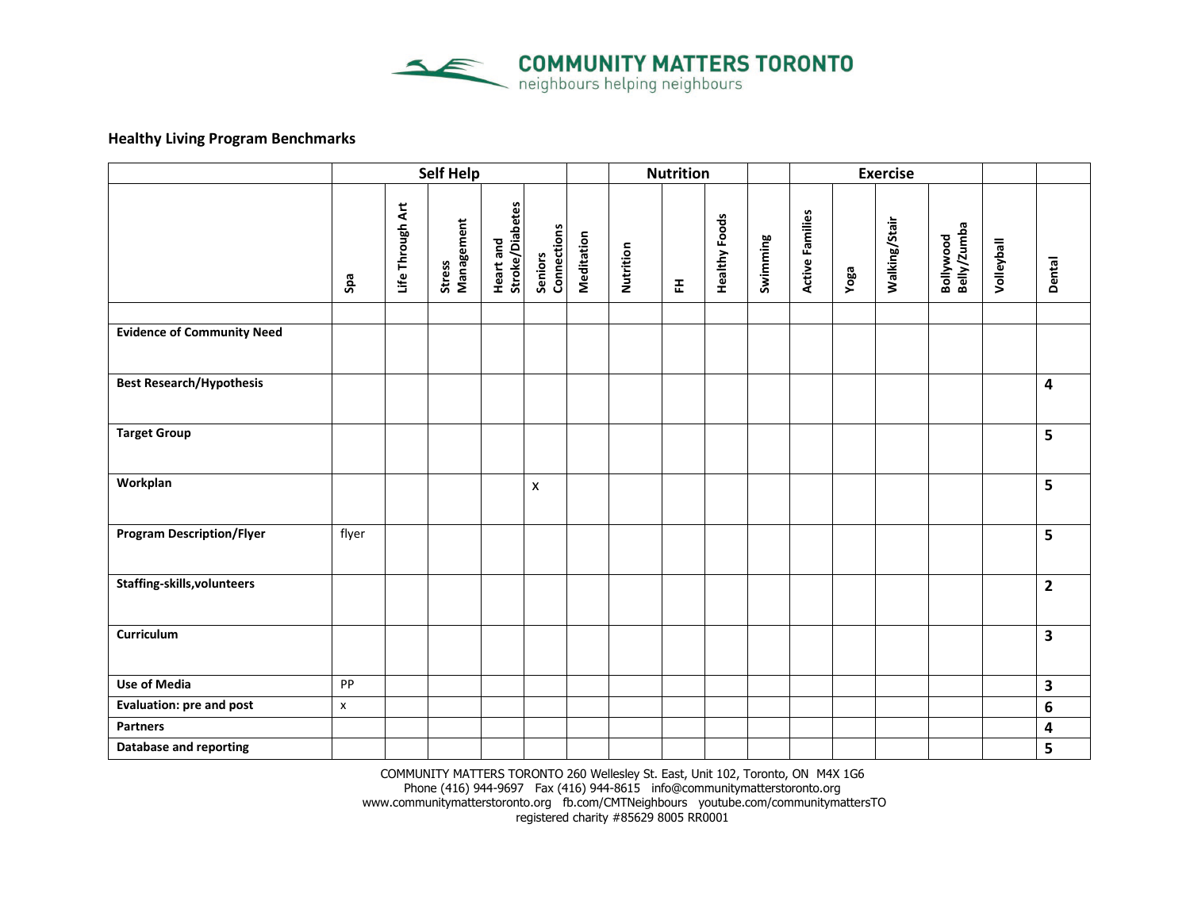**Healthy Living Program Benchmarks**

| | Self Help | | | | | | Nutrition | | | | Exercise | | | | | |
|---|---|---|---|---|---|---|---|---|---|---|---|---|---|---|---|---|
| | Spa | Life Through Art | Stress Management | Heart and Stroke/Diabetes | Seniors Connections | Meditation | Nutrition | FH | Healthy Foods | Swimming | Active Families | Yoga | Walking/Stair | Bollywood Belly/Zumba | Volleyball | Dental |
| | | | | | | | | | | | | | | | | |
| **Evidence of Community Need** | | | | | | | | | | | | | | | | |
| **Best Research/Hypothesis** | | | | | | | | | | | | | | | | **4** |
| **Target Group** | | | | | | | | | | | | | | | | **5** |
| **Workplan** | | | | | x | | | | | | | | | | | **5** |
| **Program Description/Flyer** | flyer | | | | | | | | | | | | | | | **5** |
| **Staffing-skills,volunteers** | | | | | | | | | | | | | | | | **2** |
| **Curriculum** | | | | | | | | | | | | | | | | **3** |
| **Use of Media** | PP | | | | | | | | | | | | | | | **3** |
| **Evaluation: pre and post** | x | | | | | | | | | | | | | | | **6** |
| **Partners** | | | | | | | | | | | | | | | | **4** |
| **Database and reporting** | | | | | | | | | | | | | | | | **5** |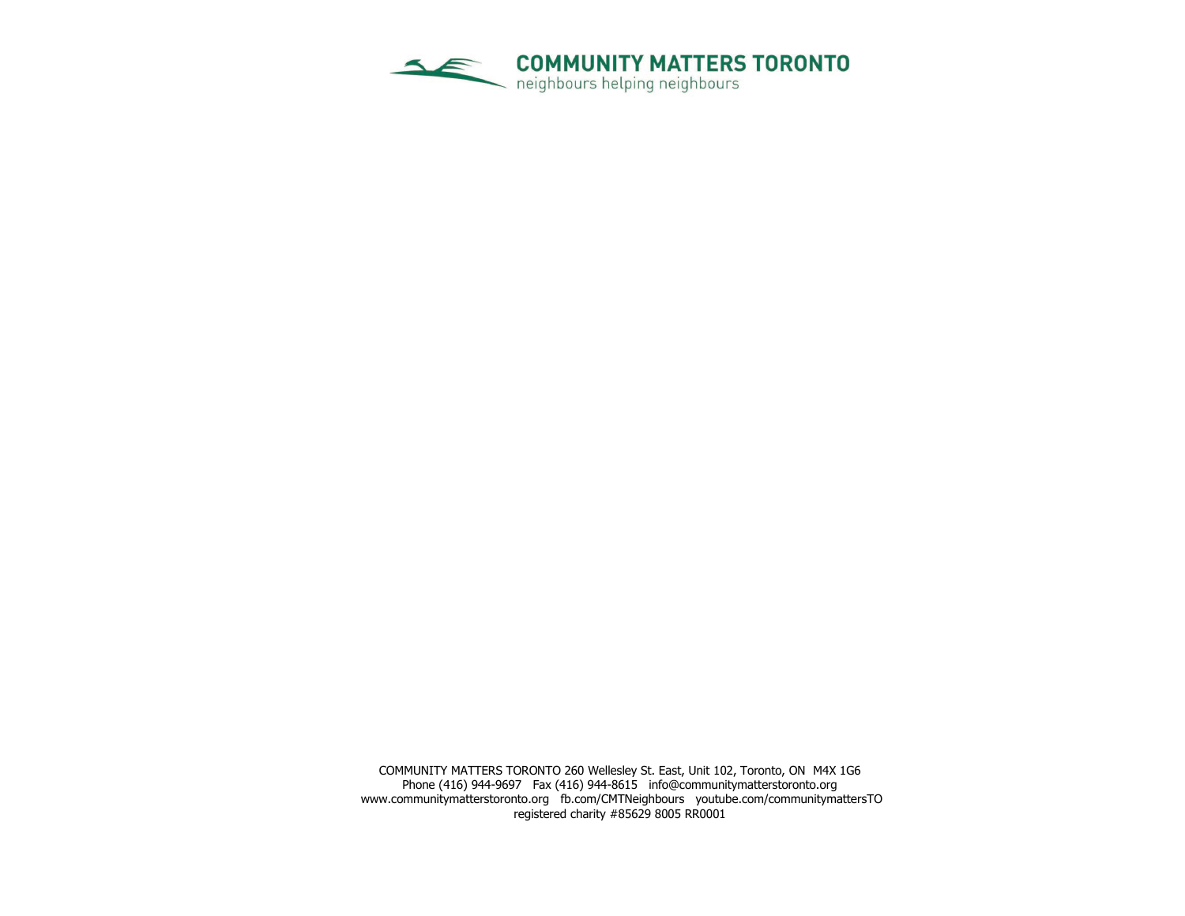**COMMUNITY MATTERS TORONTO**
neighbours helping neighbours

COMMUNITY MATTERS TORONTO 260 Wellesley St. East, Unit 102, Toronto, ON M4X 1G6
Phone (416) 944-9697 Fax (416) 944-8615 info@communitymatterstoronto.org
www.communitymatterstoronto.org fb.com/CMTNeighbours youtube.com/communitymattersTO
registered charity #85629 8005 RR0001